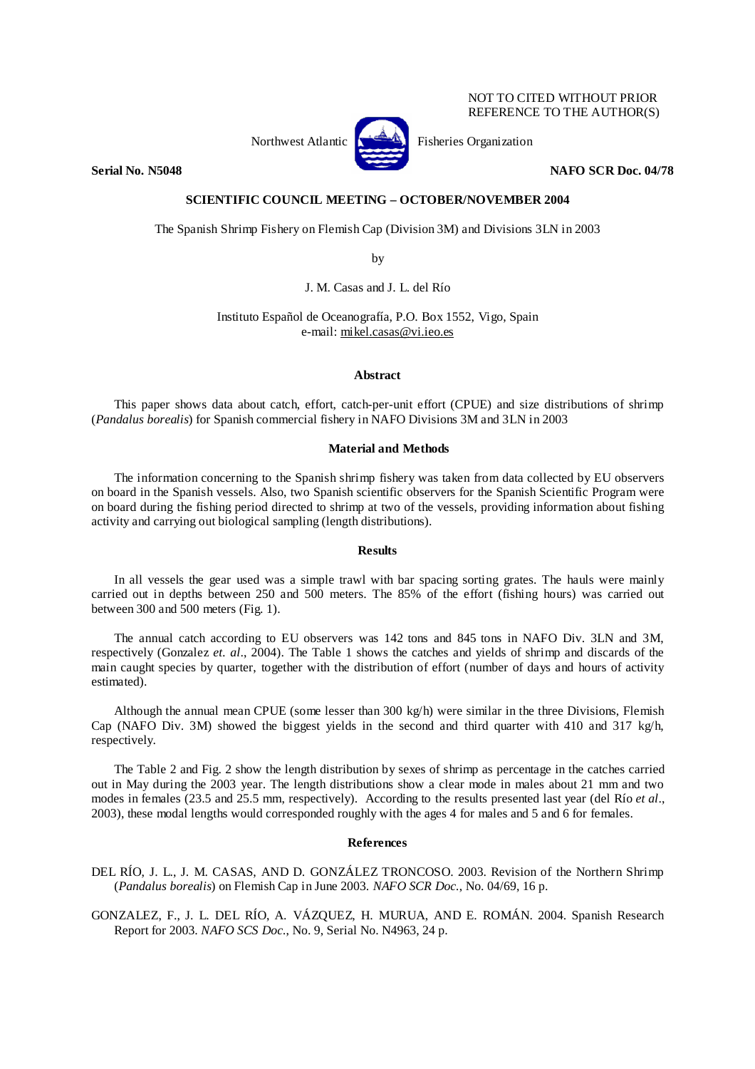NOT TO CITED WITHOUT PRIOR
REFERENCE TO THE AUTHOR(S)

Northwest Atlantic Fisheries Organization

**Serial No. N5048** **NAFO SCR Doc. 04/78**

**SCIENTIFIC COUNCIL MEETING – OCTOBER/NOVEMBER 2004**

The Spanish Shrimp Fishery on Flemish Cap (Division 3M) and Divisions 3LN in 2003

by

J. M. Casas and J. L. del Río

Instituto Español de Oceanografía, P.O. Box 1552, Vigo, Spain
e-mail: mikel.casas@vi.ieo.es

## Abstract

This paper shows data about catch, effort, catch-per-unit effort (CPUE) and size distributions of shrimp (*Pandalus borealis*) for Spanish commercial fishery in NAFO Divisions 3M and 3LN in 2003

## Material and Methods

The information concerning to the Spanish shrimp fishery was taken from data collected by EU observers on board in the Spanish vessels. Also, two Spanish scientific observers for the Spanish Scientific Program were on board during the fishing period directed to shrimp at two of the vessels, providing information about fishing activity and carrying out biological sampling (length distributions).

## Results

In all vessels the gear used was a simple trawl with bar spacing sorting grates. The hauls were mainly carried out in depths between 250 and 500 meters. The 85% of the effort (fishing hours) was carried out between 300 and 500 meters (Fig. 1).

The annual catch according to EU observers was 142 tons and 845 tons in NAFO Div. 3LN and 3M, respectively (Gonzalez *et. al*., 2004). The Table 1 shows the catches and yields of shrimp and discards of the main caught species by quarter, together with the distribution of effort (number of days and hours of activity estimated).

Although the annual mean CPUE (some lesser than 300 kg/h) were similar in the three Divisions, Flemish Cap (NAFO Div. 3M) showed the biggest yields in the second and third quarter with 410 and 317 kg/h, respectively.

The Table 2 and Fig. 2 show the length distribution by sexes of shrimp as percentage in the catches carried out in May during the 2003 year. The length distributions show a clear mode in males about 21 mm and two modes in females (23.5 and 25.5 mm, respectively). According to the results presented last year (del Río *et al*., 2003), these modal lengths would corresponded roughly with the ages 4 for males and 5 and 6 for females.

## References

DEL RÍO, J. L., J. M. CASAS, AND D. GONZÁLEZ TRONCOSO. 2003. Revision of the Northern Shrimp (*Pandalus borealis*) on Flemish Cap in June 2003. *NAFO SCR Doc.*, No. 04/69, 16 p.

GONZALEZ, F., J. L. DEL RÍO, A. VÁZQUEZ, H. MURUA, AND E. ROMÁN. 2004. Spanish Research Report for 2003. *NAFO SCS Doc.*, No. 9, Serial No. N4963, 24 p.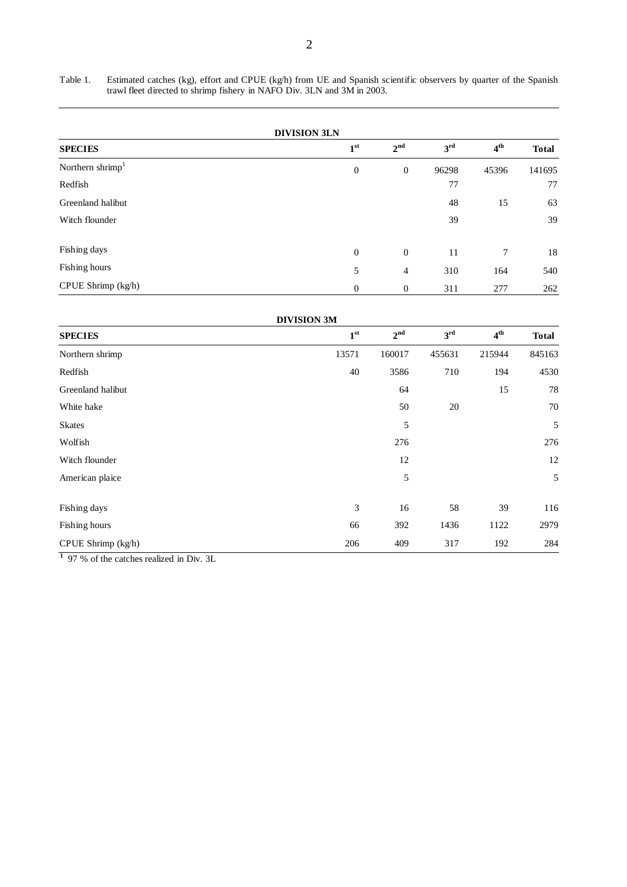Table 1. Estimated catches (kg), effort and CPUE (kg/h) from UE and Spanish scientific observers by quarter of the Spanish trawl fleet directed to shrimp fishery in NAFO Div. 3LN and 3M in 2003.

**DIVISION 3LN**

| SPECIES | 1st | 2nd | 3rd | 4th | Total |
|---|---|---|---|---|---|
| Northern shrimp[1] | 0 | 0 | 96298 | 45396 | 141695 |
| Redfish | | | 77 | | 77 |
| Greenland halibut | | | 48 | 15 | 63 |
| Witch flounder | | | 39 | | 39 |
| Fishing days | 0 | 0 | 11 | 7 | 18 |
| Fishing hours | 5 | 4 | 310 | 164 | 540 |
| CPUE Shrimp (kg/h) | 0 | 0 | 311 | 277 | 262 |

**DIVISION 3M**

| SPECIES | 1st | 2nd | 3rd | 4th | Total |
|---|---|---|---|---|---|
| Northern shrimp | 13571 | 160017 | 455631 | 215944 | 845163 |
| Redfish | 40 | 3586 | 710 | 194 | 4530 |
| Greenland halibut | | 64 | | 15 | 78 |
| White hake | | 50 | 20 | | 70 |
| Skates | | 5 | | | 5 |
| Wolfish | | 276 | | | 276 |
| Witch flounder | | 12 | | | 12 |
| American plaice | | 5 | | | 5 |
| Fishing days | 3 | 16 | 58 | 39 | 116 |
| Fishing hours | 66 | 392 | 1436 | 1122 | 2979 |
| CPUE Shrimp (kg/h) | 206 | 409 | 317 | 192 | 284 |

[1] 97 % of the catches realized in Div. 3L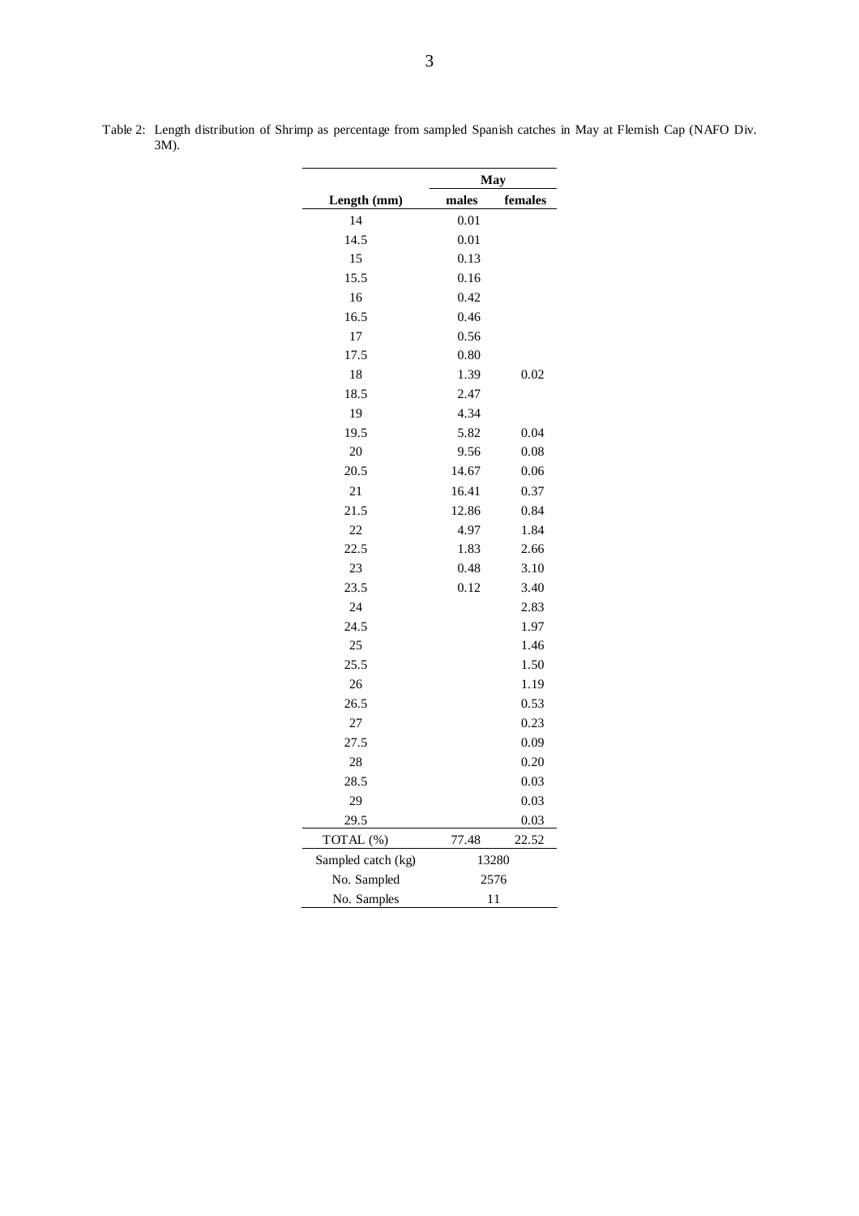Table 2: Length distribution of Shrimp as percentage from sampled Spanish catches in May at Flemish Cap (NAFO Div. 3M).

| | **May** | |
|---|---|---|
| **Length (mm)** | **males** | **females** |
| 14 | 0.01 | |
| 14.5 | 0.01 | |
| 15 | 0.13 | |
| 15.5 | 0.16 | |
| 16 | 0.42 | |
| 16.5 | 0.46 | |
| 17 | 0.56 | |
| 17.5 | 0.80 | |
| 18 | 1.39 | 0.02 |
| 18.5 | 2.47 | |
| 19 | 4.34 | |
| 19.5 | 5.82 | 0.04 |
| 20 | 9.56 | 0.08 |
| 20.5 | 14.67 | 0.06 |
| 21 | 16.41 | 0.37 |
| 21.5 | 12.86 | 0.84 |
| 22 | 4.97 | 1.84 |
| 22.5 | 1.83 | 2.66 |
| 23 | 0.48 | 3.10 |
| 23.5 | 0.12 | 3.40 |
| 24 | | 2.83 |
| 24.5 | | 1.97 |
| 25 | | 1.46 |
| 25.5 | | 1.50 |
| 26 | | 1.19 |
| 26.5 | | 0.53 |
| 27 | | 0.23 |
| 27.5 | | 0.09 |
| 28 | | 0.20 |
| 28.5 | | 0.03 |
| 29 | | 0.03 |
| 29.5 | | 0.03 |
| TOTAL (%) | 77.48 | 22.52 |
| Sampled catch (kg) | 13280 | |
| No. Sampled | 2576 | |
| No. Samples | 11 | |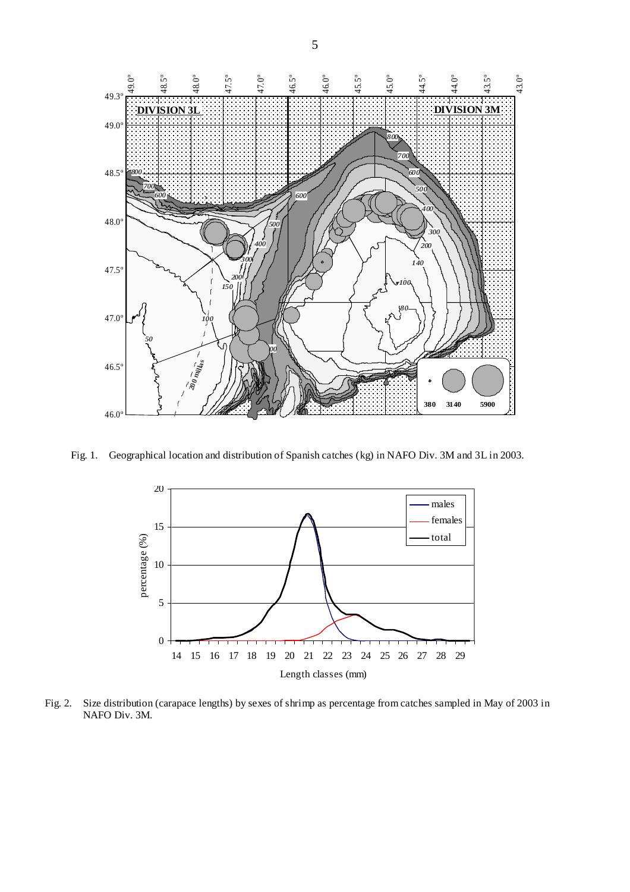49.0º
48.5º
48.0º
47.5º
47.0º
46.5º
46.0º
45.5º
45.0º
44.5º
44.0º
43.5º
43.0º

49.3º
49.0º
48.5º
48.0º
47.5º
47.0º
46.5º
46.0º

DIVISION 3L

DIVISION 3M

800
700
600
500
400
300
200
150
100
50
140
100
80
00

200 millas

380 3140 5900

Fig. 1. Geographical location and distribution of Spanish catches (kg) in NAFO Div. 3M and 3L in 2003.

20
15
10
5
0

percentage (%)

14 15 16 17 18 19 20 21 22 23 24 25 26 27 28 29

Length classes (mm)

males
females
total

Fig. 2. Size distribution (carapace lengths) by sexes of shrimp as percentage from catches sampled in May of 2003 in NAFO Div. 3M.